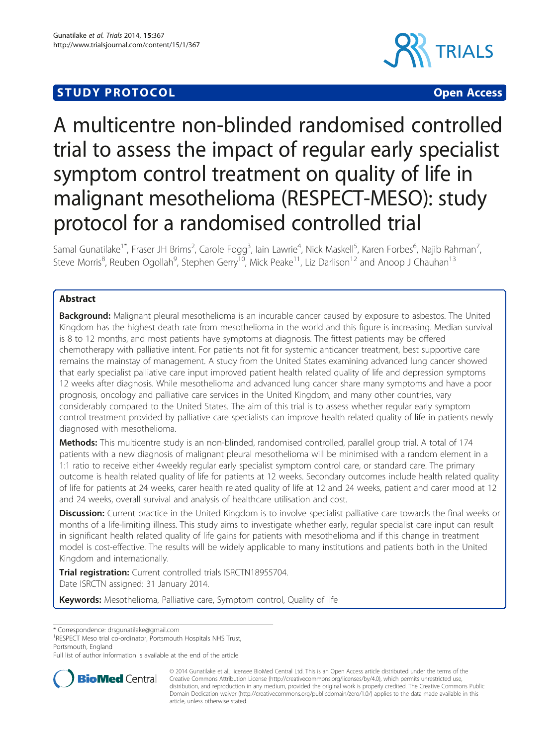**STUDY PROTOCOL** **Open Access**

# A multicentre non-blinded randomised controlled trial to assess the impact of regular early specialist symptom control treatment on quality of life in malignant mesothelioma (RESPECT-MESO): study protocol for a randomised controlled trial

Samal Gunatilake[1*], Fraser JH Brims[2], Carole Fogg[3], Iain Lawrie[4], Nick Maskell[5], Karen Forbes[6], Najib Rahman[7], Steve Morris[8], Reuben Ogollah[9], Stephen Gerry[10], Mick Peake[11], Liz Darlison[12] and Anoop J Chauhan[13]

## Abstract

**Background:** Malignant pleural mesothelioma is an incurable cancer caused by exposure to asbestos. The United Kingdom has the highest death rate from mesothelioma in the world and this figure is increasing. Median survival is 8 to 12 months, and most patients have symptoms at diagnosis. The fittest patients may be offered chemotherapy with palliative intent. For patients not fit for systemic anticancer treatment, best supportive care remains the mainstay of management. A study from the United States examining advanced lung cancer showed that early specialist palliative care input improved patient health related quality of life and depression symptoms 12 weeks after diagnosis. While mesothelioma and advanced lung cancer share many symptoms and have a poor prognosis, oncology and palliative care services in the United Kingdom, and many other countries, vary considerably compared to the United States. The aim of this trial is to assess whether regular early symptom control treatment provided by palliative care specialists can improve health related quality of life in patients newly diagnosed with mesothelioma.

**Methods:** This multicentre study is an non-blinded, randomised controlled, parallel group trial. A total of 174 patients with a new diagnosis of malignant pleural mesothelioma will be minimised with a random element in a 1:1 ratio to receive either 4weekly regular early specialist symptom control care, or standard care. The primary outcome is health related quality of life for patients at 12 weeks. Secondary outcomes include health related quality of life for patients at 24 weeks, carer health related quality of life at 12 and 24 weeks, patient and carer mood at 12 and 24 weeks, overall survival and analysis of healthcare utilisation and cost.

**Discussion:** Current practice in the United Kingdom is to involve specialist palliative care towards the final weeks or months of a life-limiting illness. This study aims to investigate whether early, regular specialist care input can result in significant health related quality of life gains for patients with mesothelioma and if this change in treatment model is cost-effective. The results will be widely applicable to many institutions and patients both in the United Kingdom and internationally.

**Trial registration:** Current controlled trials ISRCTN18955704.
Date ISRCTN assigned: 31 January 2014.

**Keywords:** Mesothelioma, Palliative care, Symptom control, Quality of life

---

\* Correspondence: drsgunatilake@gmail.com
[1]RESPECT Meso trial co-ordinator, Portsmouth Hospitals NHS Trust, Portsmouth, England
Full list of author information is available at the end of the article

© 2014 Gunatilake et al.; licensee BioMed Central Ltd. This is an Open Access article distributed under the terms of the Creative Commons Attribution License (http://creativecommons.org/licenses/by/4.0), which permits unrestricted use, distribution, and reproduction in any medium, provided the original work is properly credited. The Creative Commons Public Domain Dedication waiver (http://creativecommons.org/publicdomain/zero/1.0/) applies to the data made available in this article, unless otherwise stated.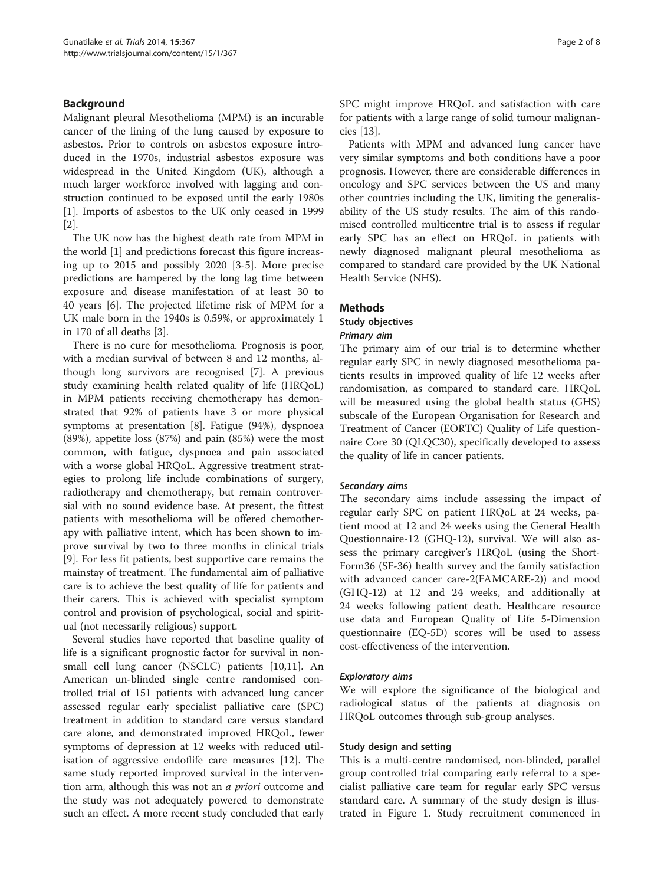## Background

Malignant pleural Mesothelioma (MPM) is an incurable cancer of the lining of the lung caused by exposure to asbestos. Prior to controls on asbestos exposure introduced in the 1970s, industrial asbestos exposure was widespread in the United Kingdom (UK), although a much larger workforce involved with lagging and construction continued to be exposed until the early 1980s [1]. Imports of asbestos to the UK only ceased in 1999 [2].

The UK now has the highest death rate from MPM in the world [1] and predictions forecast this figure increasing up to 2015 and possibly 2020 [3-5]. More precise predictions are hampered by the long lag time between exposure and disease manifestation of at least 30 to 40 years [6]. The projected lifetime risk of MPM for a UK male born in the 1940s is 0.59%, or approximately 1 in 170 of all deaths [3].

There is no cure for mesothelioma. Prognosis is poor, with a median survival of between 8 and 12 months, although long survivors are recognised [7]. A previous study examining health related quality of life (HRQoL) in MPM patients receiving chemotherapy has demonstrated that 92% of patients have 3 or more physical symptoms at presentation [8]. Fatigue (94%), dyspnoea (89%), appetite loss (87%) and pain (85%) were the most common, with fatigue, dyspnoea and pain associated with a worse global HRQoL. Aggressive treatment strategies to prolong life include combinations of surgery, radiotherapy and chemotherapy, but remain controversial with no sound evidence base. At present, the fittest patients with mesothelioma will be offered chemotherapy with palliative intent, which has been shown to improve survival by two to three months in clinical trials [9]. For less fit patients, best supportive care remains the mainstay of treatment. The fundamental aim of palliative care is to achieve the best quality of life for patients and their carers. This is achieved with specialist symptom control and provision of psychological, social and spiritual (not necessarily religious) support.

Several studies have reported that baseline quality of life is a significant prognostic factor for survival in non-small cell lung cancer (NSCLC) patients [10,11]. An American un-blinded single centre randomised controlled trial of 151 patients with advanced lung cancer assessed regular early specialist palliative care (SPC) treatment in addition to standard care versus standard care alone, and demonstrated improved HRQoL, fewer symptoms of depression at 12 weeks with reduced utilisation of aggressive endoflife care measures [12]. The same study reported improved survival in the intervention arm, although this was not an *a priori* outcome and the study was not adequately powered to demonstrate such an effect. A more recent study concluded that early SPC might improve HRQoL and satisfaction with care for patients with a large range of solid tumour malignancies [13].

Patients with MPM and advanced lung cancer have very similar symptoms and both conditions have a poor prognosis. However, there are considerable differences in oncology and SPC services between the US and many other countries including the UK, limiting the generalisability of the US study results. The aim of this randomised controlled multicentre trial is to assess if regular early SPC has an effect on HRQoL in patients with newly diagnosed malignant pleural mesothelioma as compared to standard care provided by the UK National Health Service (NHS).

## Methods

### Study objectives

#### *Primary aim*

The primary aim of our trial is to determine whether regular early SPC in newly diagnosed mesothelioma patients results in improved quality of life 12 weeks after randomisation, as compared to standard care. HRQoL will be measured using the global health status (GHS) subscale of the European Organisation for Research and Treatment of Cancer (EORTC) Quality of Life questionnaire Core 30 (QLQC30), specifically developed to assess the quality of life in cancer patients.

#### *Secondary aims*

The secondary aims include assessing the impact of regular early SPC on patient HRQoL at 24 weeks, patient mood at 12 and 24 weeks using the General Health Questionnaire-12 (GHQ-12), survival. We will also assess the primary caregiver's HRQoL (using the Short-Form36 (SF-36) health survey and the family satisfaction with advanced cancer care-2(FAMCARE-2)) and mood (GHQ-12) at 12 and 24 weeks, and additionally at 24 weeks following patient death. Healthcare resource use data and European Quality of Life 5-Dimension questionnaire (EQ-5D) scores will be used to assess cost-effectiveness of the intervention.

#### *Exploratory aims*

We will explore the significance of the biological and radiological status of the patients at diagnosis on HRQoL outcomes through sub-group analyses.

### Study design and setting

This is a multi-centre randomised, non-blinded, parallel group controlled trial comparing early referral to a specialist palliative care team for regular early SPC versus standard care. A summary of the study design is illustrated in Figure 1. Study recruitment commenced in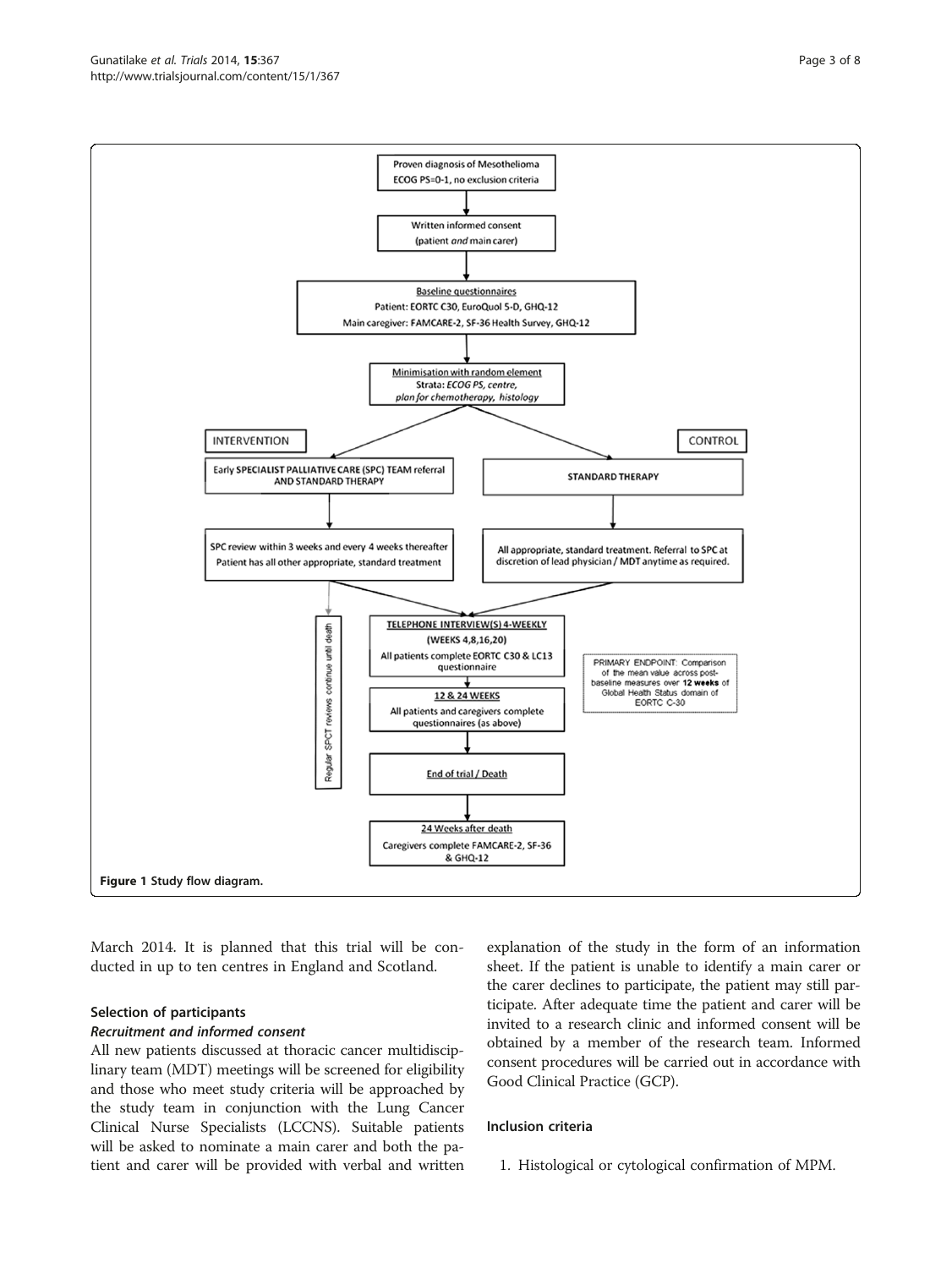Figure 1 Study flow diagram.

March 2014. It is planned that this trial will be conducted in up to ten centres in England and Scotland.

## Selection of participants

### *Recruitment and informed consent*

All new patients discussed at thoracic cancer multidisciplinary team (MDT) meetings will be screened for eligibility and those who meet study criteria will be approached by the study team in conjunction with the Lung Cancer Clinical Nurse Specialists (LCCNS). Suitable patients will be asked to nominate a main carer and both the patient and carer will be provided with verbal and written explanation of the study in the form of an information sheet. If the patient is unable to identify a main carer or the carer declines to participate, the patient may still participate. After adequate time the patient and carer will be invited to a research clinic and informed consent will be obtained by a member of the research team. Informed consent procedures will be carried out in accordance with Good Clinical Practice (GCP).

## Inclusion criteria

1. Histological or cytological confirmation of MPM.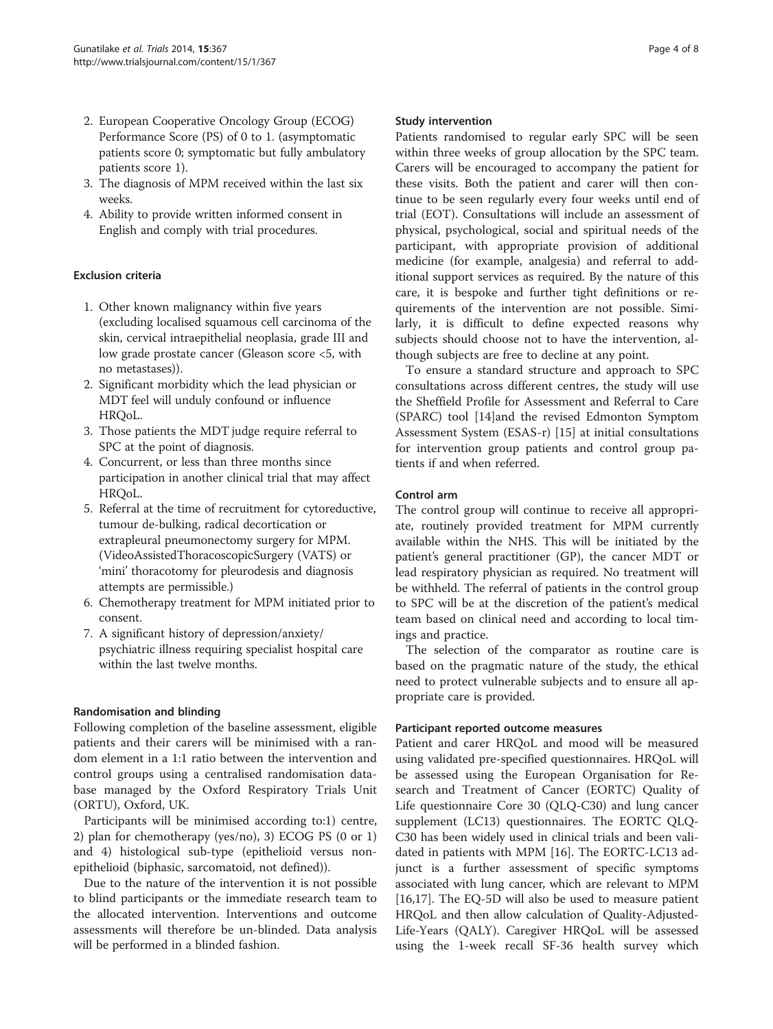2. European Cooperative Oncology Group (ECOG) Performance Score (PS) of 0 to 1. (asymptomatic patients score 0; symptomatic but fully ambulatory patients score 1).
3. The diagnosis of MPM received within the last six weeks.
4. Ability to provide written informed consent in English and comply with trial procedures.

### Exclusion criteria

1. Other known malignancy within five years (excluding localised squamous cell carcinoma of the skin, cervical intraepithelial neoplasia, grade III and low grade prostate cancer (Gleason score <5, with no metastases)).
2. Significant morbidity which the lead physician or MDT feel will unduly confound or influence HRQoL.
3. Those patients the MDT judge require referral to SPC at the point of diagnosis.
4. Concurrent, or less than three months since participation in another clinical trial that may affect HRQoL.
5. Referral at the time of recruitment for cytoreductive, tumour de-bulking, radical decortication or extrapleural pneumonectomy surgery for MPM. (VideoAssistedThoracoscopicSurgery (VATS) or 'mini' thoracotomy for pleurodesis and diagnosis attempts are permissible.)
6. Chemotherapy treatment for MPM initiated prior to consent.
7. A significant history of depression/anxiety/psychiatric illness requiring specialist hospital care within the last twelve months.

### Randomisation and blinding

Following completion of the baseline assessment, eligible patients and their carers will be minimised with a random element in a 1:1 ratio between the intervention and control groups using a centralised randomisation database managed by the Oxford Respiratory Trials Unit (ORTU), Oxford, UK.

Participants will be minimised according to:1) centre, 2) plan for chemotherapy (yes/no), 3) ECOG PS (0 or 1) and 4) histological sub-type (epithelioid versus non-epithelioid (biphasic, sarcomatoid, not defined)).

Due to the nature of the intervention it is not possible to blind participants or the immediate research team to the allocated intervention. Interventions and outcome assessments will therefore be un-blinded. Data analysis will be performed in a blinded fashion.

### Study intervention

Patients randomised to regular early SPC will be seen within three weeks of group allocation by the SPC team. Carers will be encouraged to accompany the patient for these visits. Both the patient and carer will then continue to be seen regularly every four weeks until end of trial (EOT). Consultations will include an assessment of physical, psychological, social and spiritual needs of the participant, with appropriate provision of additional medicine (for example, analgesia) and referral to additional support services as required. By the nature of this care, it is bespoke and further tight definitions or requirements of the intervention are not possible. Similarly, it is difficult to define expected reasons why subjects should choose not to have the intervention, although subjects are free to decline at any point.

To ensure a standard structure and approach to SPC consultations across different centres, the study will use the Sheffield Profile for Assessment and Referral to Care (SPARC) tool [14]and the revised Edmonton Symptom Assessment System (ESAS-r) [15] at initial consultations for intervention group patients and control group patients if and when referred.

### Control arm

The control group will continue to receive all appropriate, routinely provided treatment for MPM currently available within the NHS. This will be initiated by the patient's general practitioner (GP), the cancer MDT or lead respiratory physician as required. No treatment will be withheld. The referral of patients in the control group to SPC will be at the discretion of the patient's medical team based on clinical need and according to local timings and practice.

The selection of the comparator as routine care is based on the pragmatic nature of the study, the ethical need to protect vulnerable subjects and to ensure all appropriate care is provided.

### Participant reported outcome measures

Patient and carer HRQoL and mood will be measured using validated pre-specified questionnaires. HRQoL will be assessed using the European Organisation for Research and Treatment of Cancer (EORTC) Quality of Life questionnaire Core 30 (QLQ-C30) and lung cancer supplement (LC13) questionnaires. The EORTC QLQ-C30 has been widely used in clinical trials and been validated in patients with MPM [16]. The EORTC-LC13 adjunct is a further assessment of specific symptoms associated with lung cancer, which are relevant to MPM [16,17]. The EQ-5D will also be used to measure patient HRQoL and then allow calculation of Quality-Adjusted-Life-Years (QALY). Caregiver HRQoL will be assessed using the 1-week recall SF-36 health survey which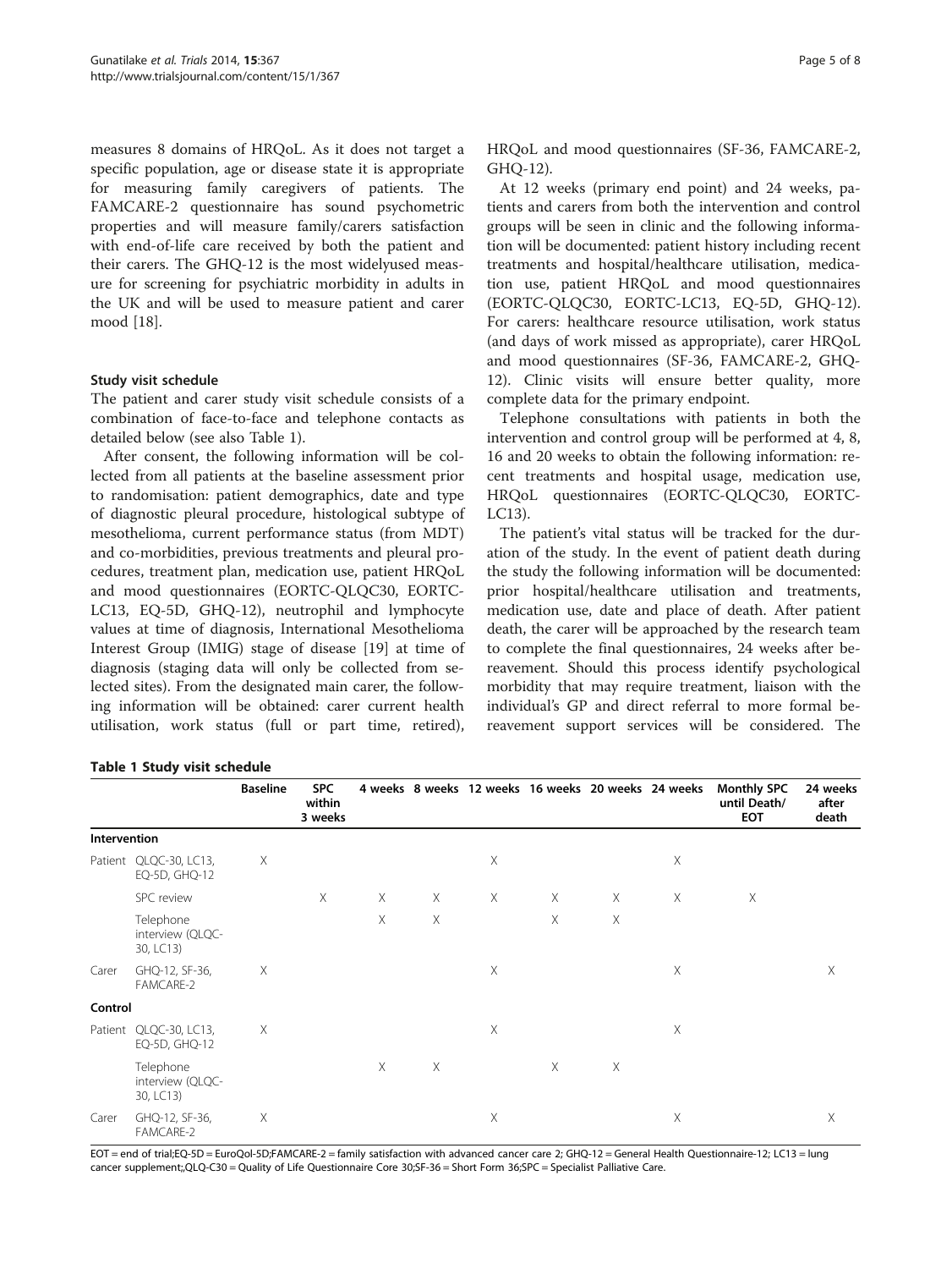measures 8 domains of HRQoL. As it does not target a specific population, age or disease state it is appropriate for measuring family caregivers of patients. The FAMCARE-2 questionnaire has sound psychometric properties and will measure family/carers satisfaction with end-of-life care received by both the patient and their carers. The GHQ-12 is the most widelyused measure for screening for psychiatric morbidity in adults in the UK and will be used to measure patient and carer mood [18].

### Study visit schedule

The patient and carer study visit schedule consists of a combination of face-to-face and telephone contacts as detailed below (see also Table 1).

After consent, the following information will be collected from all patients at the baseline assessment prior to randomisation: patient demographics, date and type of diagnostic pleural procedure, histological subtype of mesothelioma, current performance status (from MDT) and co-morbidities, previous treatments and pleural procedures, treatment plan, medication use, patient HRQoL and mood questionnaires (EORTC-QLQC30, EORTC-LC13, EQ-5D, GHQ-12), neutrophil and lymphocyte values at time of diagnosis, International Mesothelioma Interest Group (IMIG) stage of disease [19] at time of diagnosis (staging data will only be collected from selected sites). From the designated main carer, the following information will be obtained: carer current health utilisation, work status (full or part time, retired), HRQoL and mood questionnaires (SF-36, FAMCARE-2, GHQ-12).

At 12 weeks (primary end point) and 24 weeks, patients and carers from both the intervention and control groups will be seen in clinic and the following information will be documented: patient history including recent treatments and hospital/healthcare utilisation, medication use, patient HRQoL and mood questionnaires (EORTC-QLQC30, EORTC-LC13, EQ-5D, GHQ-12). For carers: healthcare resource utilisation, work status (and days of work missed as appropriate), carer HRQoL and mood questionnaires (SF-36, FAMCARE-2, GHQ-12). Clinic visits will ensure better quality, more complete data for the primary endpoint.

Telephone consultations with patients in both the intervention and control group will be performed at 4, 8, 16 and 20 weeks to obtain the following information: recent treatments and hospital usage, medication use, HRQoL questionnaires (EORTC-QLQC30, EORTC-LC13).

The patient's vital status will be tracked for the duration of the study. In the event of patient death during the study the following information will be documented: prior hospital/healthcare utilisation and treatments, medication use, date and place of death. After patient death, the carer will be approached by the research team to complete the final questionnaires, 24 weeks after bereavement. Should this process identify psychological morbidity that may require treatment, liaison with the individual's GP and direct referral to more formal bereavement support services will be considered. The

**Table 1 Study visit schedule**

| | | Baseline | SPC within 3 weeks | 4 weeks | 8 weeks | 12 weeks | 16 weeks | 20 weeks | 24 weeks | Monthly SPC until Death/ EOT | 24 weeks after death |
|---|---|---|---|---|---|---|---|---|---|---|---|
| **Intervention** | | | | | | | | | | | |
| Patient | QLQC-30, LC13, EQ-5D, GHQ-12 | X | | | | X | | | X | | |
| | SPC review | | X | X | X | X | X | X | X | X | |
| | Telephone interview (QLQC-30, LC13) | | | X | X | | X | X | | | |
| Carer | GHQ-12, SF-36, FAMCARE-2 | X | | | | X | | | X | | X |
| **Control** | | | | | | | | | | | |
| Patient | QLQC-30, LC13, EQ-5D, GHQ-12 | X | | | | X | | | X | | |
| | Telephone interview (QLQC-30, LC13) | | | X | X | | X | X | | | |
| Carer | GHQ-12, SF-36, FAMCARE-2 | X | | | | X | | | X | | X |

EOT = end of trial;EQ-5D = EuroQol-5D;FAMCARE-2 = family satisfaction with advanced cancer care 2; GHQ-12 = General Health Questionnaire-12; LC13 = lung cancer supplement;,QLQ-C30 = Quality of Life Questionnaire Core 30;SF-36 = Short Form 36;SPC = Specialist Palliative Care.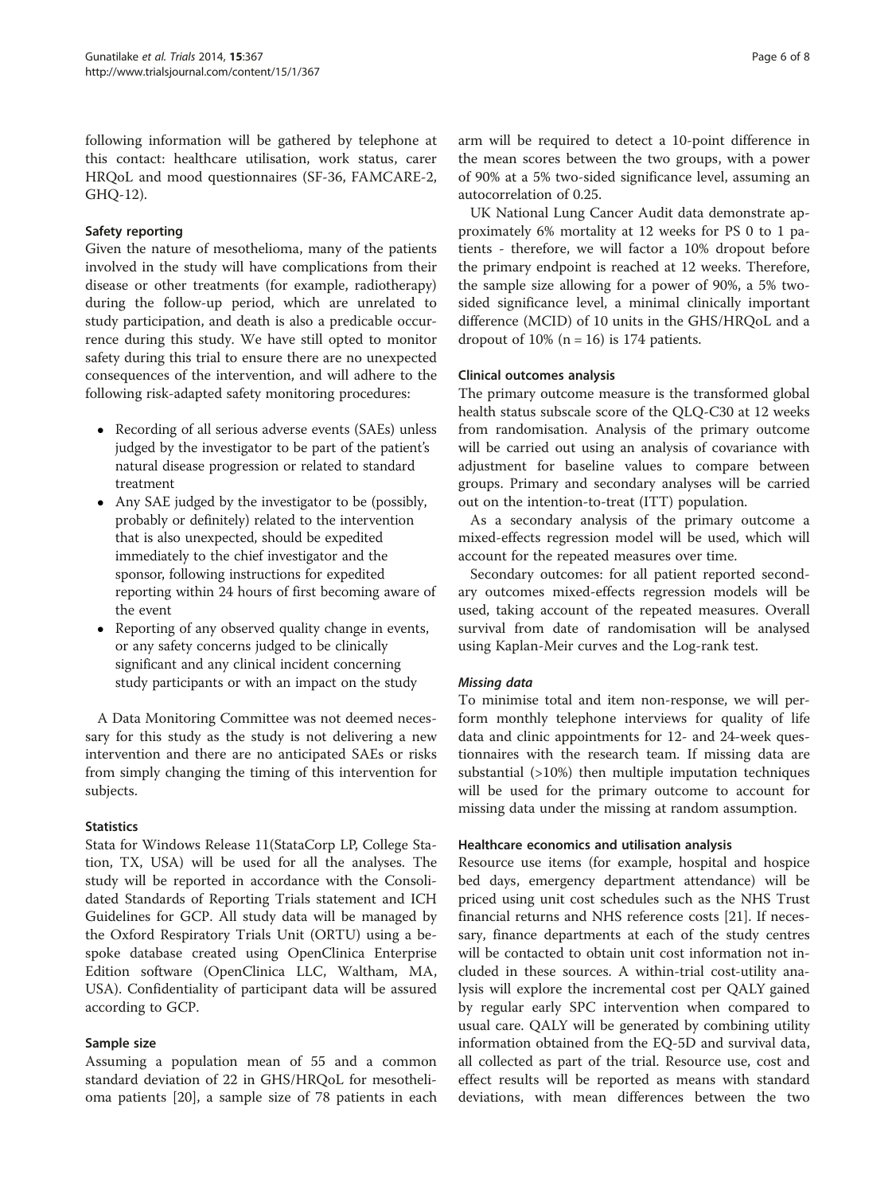following information will be gathered by telephone at this contact: healthcare utilisation, work status, carer HRQoL and mood questionnaires (SF-36, FAMCARE-2, GHQ-12).

### Safety reporting

Given the nature of mesothelioma, many of the patients involved in the study will have complications from their disease or other treatments (for example, radiotherapy) during the follow-up period, which are unrelated to study participation, and death is also a predicable occurrence during this study. We have still opted to monitor safety during this trial to ensure there are no unexpected consequences of the intervention, and will adhere to the following risk-adapted safety monitoring procedures:

- Recording of all serious adverse events (SAEs) unless judged by the investigator to be part of the patient's natural disease progression or related to standard treatment
- Any SAE judged by the investigator to be (possibly, probably or definitely) related to the intervention that is also unexpected, should be expedited immediately to the chief investigator and the sponsor, following instructions for expedited reporting within 24 hours of first becoming aware of the event
- Reporting of any observed quality change in events, or any safety concerns judged to be clinically significant and any clinical incident concerning study participants or with an impact on the study

A Data Monitoring Committee was not deemed necessary for this study as the study is not delivering a new intervention and there are no anticipated SAEs or risks from simply changing the timing of this intervention for subjects.

### Statistics

Stata for Windows Release 11(StataCorp LP, College Station, TX, USA) will be used for all the analyses. The study will be reported in accordance with the Consolidated Standards of Reporting Trials statement and ICH Guidelines for GCP. All study data will be managed by the Oxford Respiratory Trials Unit (ORTU) using a bespoke database created using OpenClinica Enterprise Edition software (OpenClinica LLC, Waltham, MA, USA). Confidentiality of participant data will be assured according to GCP.

### Sample size

Assuming a population mean of 55 and a common standard deviation of 22 in GHS/HRQoL for mesothelioma patients [20], a sample size of 78 patients in each arm will be required to detect a 10-point difference in the mean scores between the two groups, with a power of 90% at a 5% two-sided significance level, assuming an autocorrelation of 0.25.

UK National Lung Cancer Audit data demonstrate approximately 6% mortality at 12 weeks for PS 0 to 1 patients - therefore, we will factor a 10% dropout before the primary endpoint is reached at 12 weeks. Therefore, the sample size allowing for a power of 90%, a 5% two-sided significance level, a minimal clinically important difference (MCID) of 10 units in the GHS/HRQoL and a dropout of 10% (n = 16) is 174 patients.

### Clinical outcomes analysis

The primary outcome measure is the transformed global health status subscale score of the QLQ-C30 at 12 weeks from randomisation. Analysis of the primary outcome will be carried out using an analysis of covariance with adjustment for baseline values to compare between groups. Primary and secondary analyses will be carried out on the intention-to-treat (ITT) population.

As a secondary analysis of the primary outcome a mixed-effects regression model will be used, which will account for the repeated measures over time.

Secondary outcomes: for all patient reported secondary outcomes mixed-effects regression models will be used, taking account of the repeated measures. Overall survival from date of randomisation will be analysed using Kaplan-Meir curves and the Log-rank test.

#### *Missing data*

To minimise total and item non-response, we will perform monthly telephone interviews for quality of life data and clinic appointments for 12- and 24-week questionnaires with the research team. If missing data are substantial (>10%) then multiple imputation techniques will be used for the primary outcome to account for missing data under the missing at random assumption.

### Healthcare economics and utilisation analysis

Resource use items (for example, hospital and hospice bed days, emergency department attendance) will be priced using unit cost schedules such as the NHS Trust financial returns and NHS reference costs [21]. If necessary, finance departments at each of the study centres will be contacted to obtain unit cost information not included in these sources. A within-trial cost-utility analysis will explore the incremental cost per QALY gained by regular early SPC intervention when compared to usual care. QALY will be generated by combining utility information obtained from the EQ-5D and survival data, all collected as part of the trial. Resource use, cost and effect results will be reported as means with standard deviations, with mean differences between the two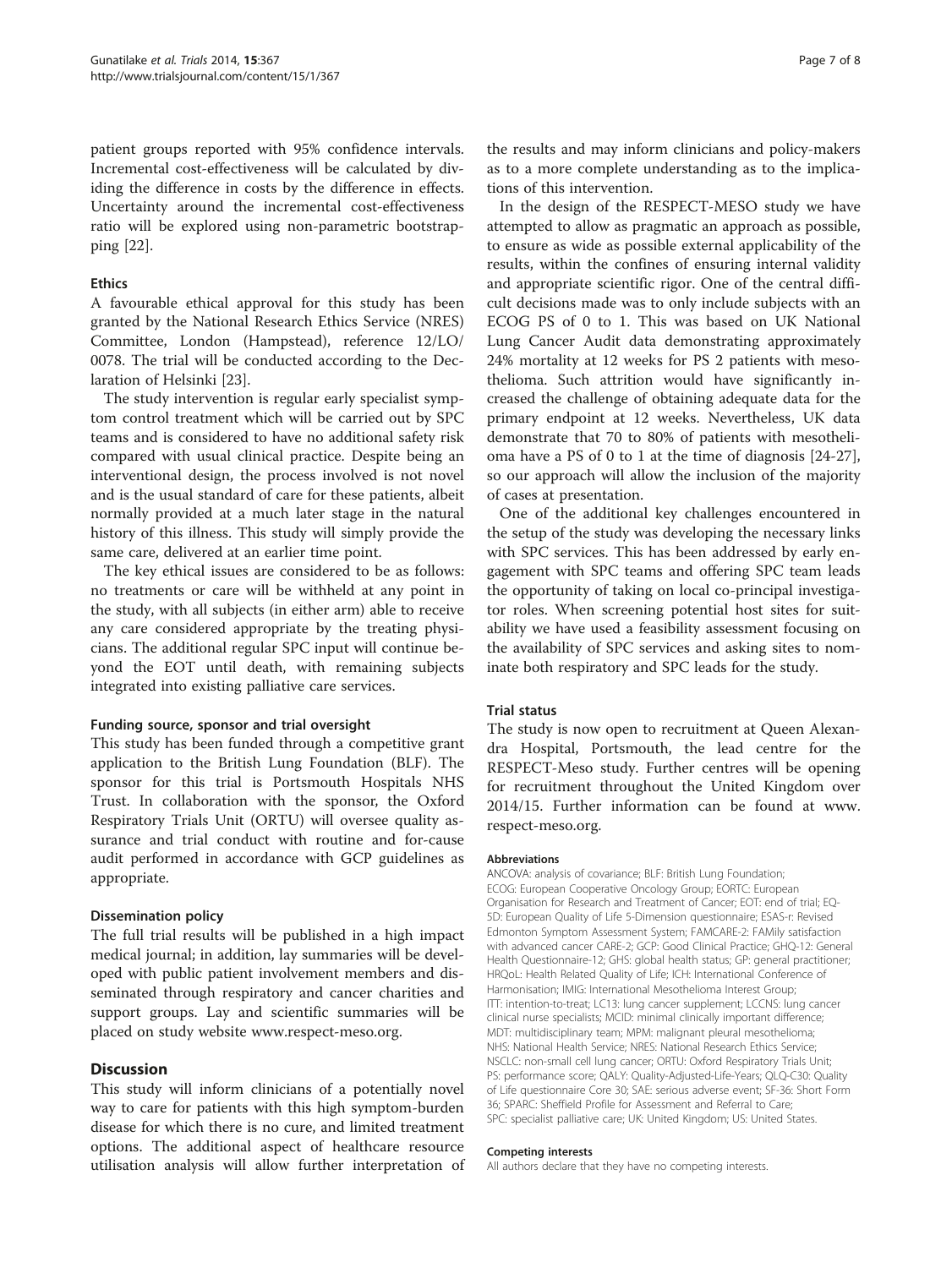patient groups reported with 95% confidence intervals. Incremental cost-effectiveness will be calculated by dividing the difference in costs by the difference in effects. Uncertainty around the incremental cost-effectiveness ratio will be explored using non-parametric bootstrapping [22].

### Ethics

A favourable ethical approval for this study has been granted by the National Research Ethics Service (NRES) Committee, London (Hampstead), reference 12/LO/0078. The trial will be conducted according to the Declaration of Helsinki [23].

The study intervention is regular early specialist symptom control treatment which will be carried out by SPC teams and is considered to have no additional safety risk compared with usual clinical practice. Despite being an interventional design, the process involved is not novel and is the usual standard of care for these patients, albeit normally provided at a much later stage in the natural history of this illness. This study will simply provide the same care, delivered at an earlier time point.

The key ethical issues are considered to be as follows: no treatments or care will be withheld at any point in the study, with all subjects (in either arm) able to receive any care considered appropriate by the treating physicians. The additional regular SPC input will continue beyond the EOT until death, with remaining subjects integrated into existing palliative care services.

#### Funding source, sponsor and trial oversight

This study has been funded through a competitive grant application to the British Lung Foundation (BLF). The sponsor for this trial is Portsmouth Hospitals NHS Trust. In collaboration with the sponsor, the Oxford Respiratory Trials Unit (ORTU) will oversee quality assurance and trial conduct with routine and for-cause audit performed in accordance with GCP guidelines as appropriate.

#### Dissemination policy

The full trial results will be published in a high impact medical journal; in addition, lay summaries will be developed with public patient involvement members and disseminated through respiratory and cancer charities and support groups. Lay and scientific summaries will be placed on study website www.respect-meso.org.

## Discussion

This study will inform clinicians of a potentially novel way to care for patients with this high symptom-burden disease for which there is no cure, and limited treatment options. The additional aspect of healthcare resource utilisation analysis will allow further interpretation of the results and may inform clinicians and policy-makers as to a more complete understanding as to the implications of this intervention.

In the design of the RESPECT-MESO study we have attempted to allow as pragmatic an approach as possible, to ensure as wide as possible external applicability of the results, within the confines of ensuring internal validity and appropriate scientific rigor. One of the central difficult decisions made was to only include subjects with an ECOG PS of 0 to 1. This was based on UK National Lung Cancer Audit data demonstrating approximately 24% mortality at 12 weeks for PS 2 patients with mesothelioma. Such attrition would have significantly increased the challenge of obtaining adequate data for the primary endpoint at 12 weeks. Nevertheless, UK data demonstrate that 70 to 80% of patients with mesothelioma have a PS of 0 to 1 at the time of diagnosis [24-27], so our approach will allow the inclusion of the majority of cases at presentation.

One of the additional key challenges encountered in the setup of the study was developing the necessary links with SPC services. This has been addressed by early engagement with SPC teams and offering SPC team leads the opportunity of taking on local co-principal investigator roles. When screening potential host sites for suitability we have used a feasibility assessment focusing on the availability of SPC services and asking sites to nominate both respiratory and SPC leads for the study.

### Trial status

The study is now open to recruitment at Queen Alexandra Hospital, Portsmouth, the lead centre for the RESPECT-Meso study. Further centres will be opening for recruitment throughout the United Kingdom over 2014/15. Further information can be found at www.respect-meso.org.

#### Abbreviations

ANCOVA: analysis of covariance; BLF: British Lung Foundation; ECOG: European Cooperative Oncology Group; EORTC: European Organisation for Research and Treatment of Cancer; EOT: end of trial; EQ-5D: European Quality of Life 5-Dimension questionnaire; ESAS-r: Revised Edmonton Symptom Assessment System; FAMCARE-2: FAMily satisfaction with advanced cancer CARE-2; GCP: Good Clinical Practice; GHQ-12: General Health Questionnaire-12; GHS: global health status; GP: general practitioner; HRQoL: Health Related Quality of Life; ICH: International Conference of Harmonisation; IMIG: International Mesothelioma Interest Group; ITT: intention-to-treat; LC13: lung cancer supplement; LCCNS: lung cancer clinical nurse specialists; MCID: minimal clinically important difference; MDT: multidisciplinary team; MPM: malignant pleural mesothelioma; NHS: National Health Service; NRES: National Research Ethics Service; NSCLC: non-small cell lung cancer; ORTU: Oxford Respiratory Trials Unit; PS: performance score; QALY: Quality-Adjusted-Life-Years; QLQ-C30: Quality of Life questionnaire Core 30; SAE: serious adverse event; SF-36: Short Form 36; SPARC: Sheffield Profile for Assessment and Referral to Care; SPC: specialist palliative care; UK: United Kingdom; US: United States.

#### Competing interests

All authors declare that they have no competing interests.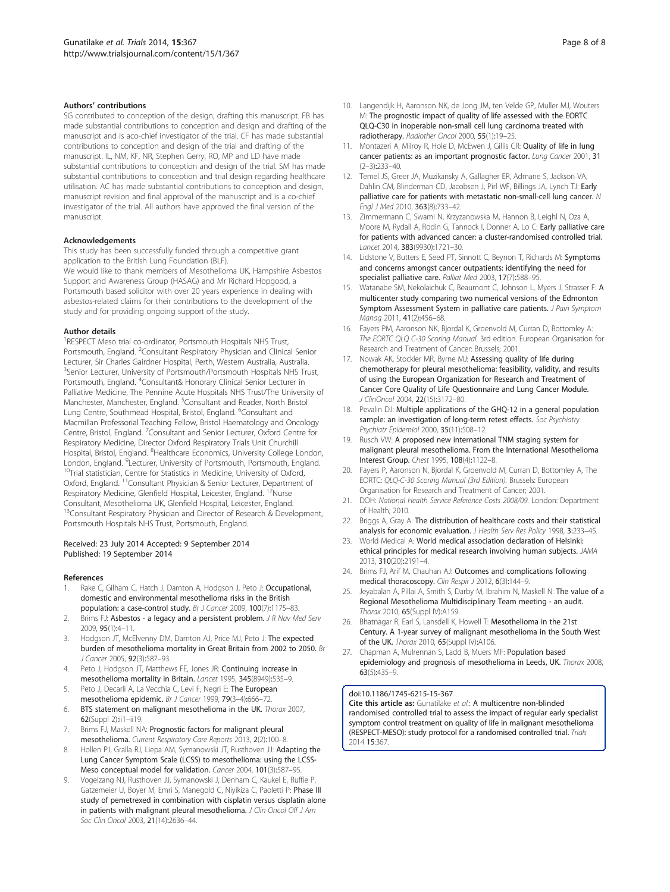### Authors' contributions

SG contributed to conception of the design, drafting this manuscript. FB has made substantial contributions to conception and design and drafting of the manuscript and is aco-chief investigator of the trial. CF has made substantial contributions to conception and design of the trial and drafting of the manuscript. IL, NM, KF, NR, Stephen Gerry, RO, MP and LD have made substantial contributions to conception and design of the trial. SM has made substantial contributions to conception and trial design regarding healthcare utilisation. AC has made substantial contributions to conception and design, manuscript revision and final approval of the manuscript and is a co-chief investigator of the trial. All authors have approved the final version of the manuscript.

### Acknowledgements

This study has been successfully funded through a competitive grant application to the British Lung Foundation (BLF).

We would like to thank members of Mesothelioma UK, Hampshire Asbestos Support and Awareness Group (HASAG) and Mr Richard Hopgood, a Portsmouth based solicitor with over 20 years experience in dealing with asbestos-related claims for their contributions to the development of the study and for providing ongoing support of the study.

### Author details

[1]RESPECT Meso trial co-ordinator, Portsmouth Hospitals NHS Trust, Portsmouth, England. [2]Consultant Respiratory Physician and Clinical Senior Lecturer, Sir Charles Gairdner Hospital, Perth, Western Australia, Australia. [3]Senior Lecturer, University of Portsmouth/Portsmouth Hospitals NHS Trust, Portsmouth, England. [4]Consultant& Honorary Clinical Senior Lecturer in Palliative Medicine, The Pennine Acute Hospitals NHS Trust/The University of Manchester, Manchester, England. [5]Consultant and Reader, North Bristol Lung Centre, Southmead Hospital, Bristol, England. [6]Consultant and Macmillan Professorial Teaching Fellow, Bristol Haematology and Oncology Centre, Bristol, England. [7]Consultant and Senior Lecturer, Oxford Centre for Respiratory Medicine, Director Oxford Respiratory Trials Unit Churchill Hospital, Bristol, England. [8]Healthcare Economics, University College London, London, England. [9]Lecturer, University of Portsmouth, Portsmouth, England. [10]Trial statistician, Centre for Statistics in Medicine, University of Oxford, Oxford, England. [11]Consultant Physician & Senior Lecturer, Department of Respiratory Medicine, Glenfield Hospital, Leicester, England. [12]Nurse Consultant, Mesothelioma UK, Glenfield Hospital, Leicester, England. [13]Consultant Respiratory Physician and Director of Research & Development, Portsmouth Hospitals NHS Trust, Portsmouth, England.

Received: 23 July 2014 Accepted: 9 September 2014
Published: 19 September 2014

### References

1. Rake C, Gilham C, Hatch J, Darnton A, Hodgson J, Peto J: **Occupational, domestic and environmental mesothelioma risks in the British population: a case-control study.** *Br J Cancer* 2009, **100**(7):1175–83.
2. Brims FJ: **Asbestos - a legacy and a persistent problem.** *J R Nav Med Serv* 2009, **95**(1):4–11.
3. Hodgson JT, McElvenny DM, Darnton AJ, Price MJ, Peto J: **The expected burden of mesothelioma mortality in Great Britain from 2002 to 2050.** *Br J Cancer* 2005, **92**(3):587–93.
4. Peto J, Hodgson JT, Matthews FE, Jones JR: **Continuing increase in mesothelioma mortality in Britain.** *Lancet* 1995, **345**(8949):535–9.
5. Peto J, Decarli A, La Vecchia C, Levi F, Negri E: **The European mesothelioma epidemic.** *Br J Cancer* 1999, **79**(3–4):666–72.
6. BTS statement on malignant mesothelioma in the UK. *Thorax* 2007, **62**(Suppl 2):ii1–ii19.
7. Brims FJ, Maskell NA: **Prognostic factors for malignant pleural mesothelioma.** *Current Respiratory Care Reports* 2013, **2**(2):100–8.
8. Hollen PJ, Gralla RJ, Liepa AM, Symanowski JT, Rusthoven JJ: **Adapting the Lung Cancer Symptom Scale (LCSS) to mesothelioma: using the LCSS-Meso conceptual model for validation.** *Cancer* 2004, **101**(3):587–95.
9. Vogelzang NJ, Rusthoven JJ, Symanowski J, Denham C, Kaukel E, Ruffie P, Gatzemeier U, Boyer M, Emri S, Manegold C, Niyikiza C, Paoletti P: **Phase III study of pemetrexed in combination with cisplatin versus cisplatin alone in patients with malignant pleural mesothelioma.** *J Clin Oncol Off J Am Soc Clin Oncol* 2003, **21**(14):2636–44.
10. Langendijk H, Aaronson NK, de Jong JM, ten Velde GP, Muller MJ, Wouters M: **The prognostic impact of quality of life assessed with the EORTC QLQ-C30 in inoperable non-small cell lung carcinoma treated with radiotherapy.** *Radiother Oncol* 2000, **55**(1):19–25.
11. Montazeri A, Milroy R, Hole D, McEwen J, Gillis CR: **Quality of life in lung cancer patients: as an important prognostic factor.** *Lung Cancer* 2001, **31**(2–3):233–40.
12. Temel JS, Greer JA, Muzikansky A, Gallagher ER, Admane S, Jackson VA, Dahlin CM, Blinderman CD, Jacobsen J, Pirl WF, Billings JA, Lynch TJ: **Early palliative care for patients with metastatic non-small-cell lung cancer.** *N Engl J Med* 2010, **363**(8):733–42.
13. Zimmermann C, Swami N, Krzyzanowska M, Hannon B, Leighl N, Oza A, Moore M, Rydall A, Rodin G, Tannock I, Donner A, Lo C: **Early palliative care for patients with advanced cancer: a cluster-randomised controlled trial.** *Lancet* 2014, **383**(9930):1721–30.
14. Lidstone V, Butters E, Seed PT, Sinnott C, Beynon T, Richards M: **Symptoms and concerns amongst cancer outpatients: identifying the need for specialist palliative care.** *Palliat Med* 2003, **17**(7):588–95.
15. Watanabe SM, Nekolaichuk C, Beaumont C, Johnson L, Myers J, Strasser F: **A multicenter study comparing two numerical versions of the Edmonton Symptom Assessment System in palliative care patients.** *J Pain Symptom Manag* 2011, **41**(2):456–68.
16. Fayers PM, Aaronson NK, Bjordal K, Groenvold M, Curran D, Bottomley A: *The EORTC QLQ C-30 Scoring Manual.* 3rd edition. European Organisation for Research and Treatment of Cancer: Brussels; 2001.
17. Nowak AK, Stockler MR, Byrne MJ: **Assessing quality of life during chemotherapy for pleural mesothelioma: feasibility, validity, and results of using the European Organization for Research and Treatment of Cancer Core Quality of Life Questionnaire and Lung Cancer Module.** *J ClinOncol* 2004, **22**(15):3172–80.
18. Pevalin DJ: **Multiple applications of the GHQ-12 in a general population sample: an investigation of long-term retest effects.** *Soc Psychiatry Psychiatr Epidemiol* 2000, **35**(11):508–12.
19. Rusch VW: **A proposed new international TNM staging system for malignant pleural mesothelioma. From the International Mesothelioma Interest Group.** *Chest* 1995, **108**(4):1122–8.
20. Fayers P, Aaronson N, Bjordal K, Groenvold M, Curran D, Bottomley A, The EORTC: *QLQ-C-30 Scoring Manual (3rd Edition).* Brussels: European Organisation for Research and Treatment of Cancer; 2001.
21. DOH: *National Health Service Reference Costs 2008/09.* London: Department of Health; 2010.
22. Briggs A, Gray A: **The distribution of healthcare costs and their statistical analysis for economic evaluation.** *J Health Serv Res Policy* 1998, **3**:233–45.
23. World Medical A: **World medical association declaration of Helsinki: ethical principles for medical research involving human subjects.** *JAMA* 2013, **310**(20):2191–4.
24. Brims FJ, Arif M, Chauhan AJ: **Outcomes and complications following medical thoracoscopy.** *Clin Respir J* 2012, **6**(3):144–9.
25. Jeyabalan A, Pillai A, Smith S, Darby M, Ibrahim N, Maskell N: **The value of a Regional Mesothelioma Multidisciplinary Team meeting - an audit.** *Thorax* 2010, **65**(Suppl IV):A159.
26. Bhatnagar R, Earl S, Lansdell K, Howell T: **Mesothelioma in the 21st Century. A 1-year survey of malignant mesothelioma in the South West of the UK.** *Thorax* 2010, **65**(Suppl IV):A106.
27. Chapman A, Mulrennan S, Ladd B, Muers MF: **Population based epidemiology and prognosis of mesothelioma in Leeds, UK.** *Thorax* 2008, **63**(5):435–9.

doi:10.1186/1745-6215-15-367

**Cite this article as:** Gunatilake *et al.*: A multicentre non-blinded randomised controlled trial to assess the impact of regular early specialist symptom control treatment on quality of life in malignant mesothelioma (RESPECT-MESO): study protocol for a randomised controlled trial. *Trials* 2014 **15**:367.